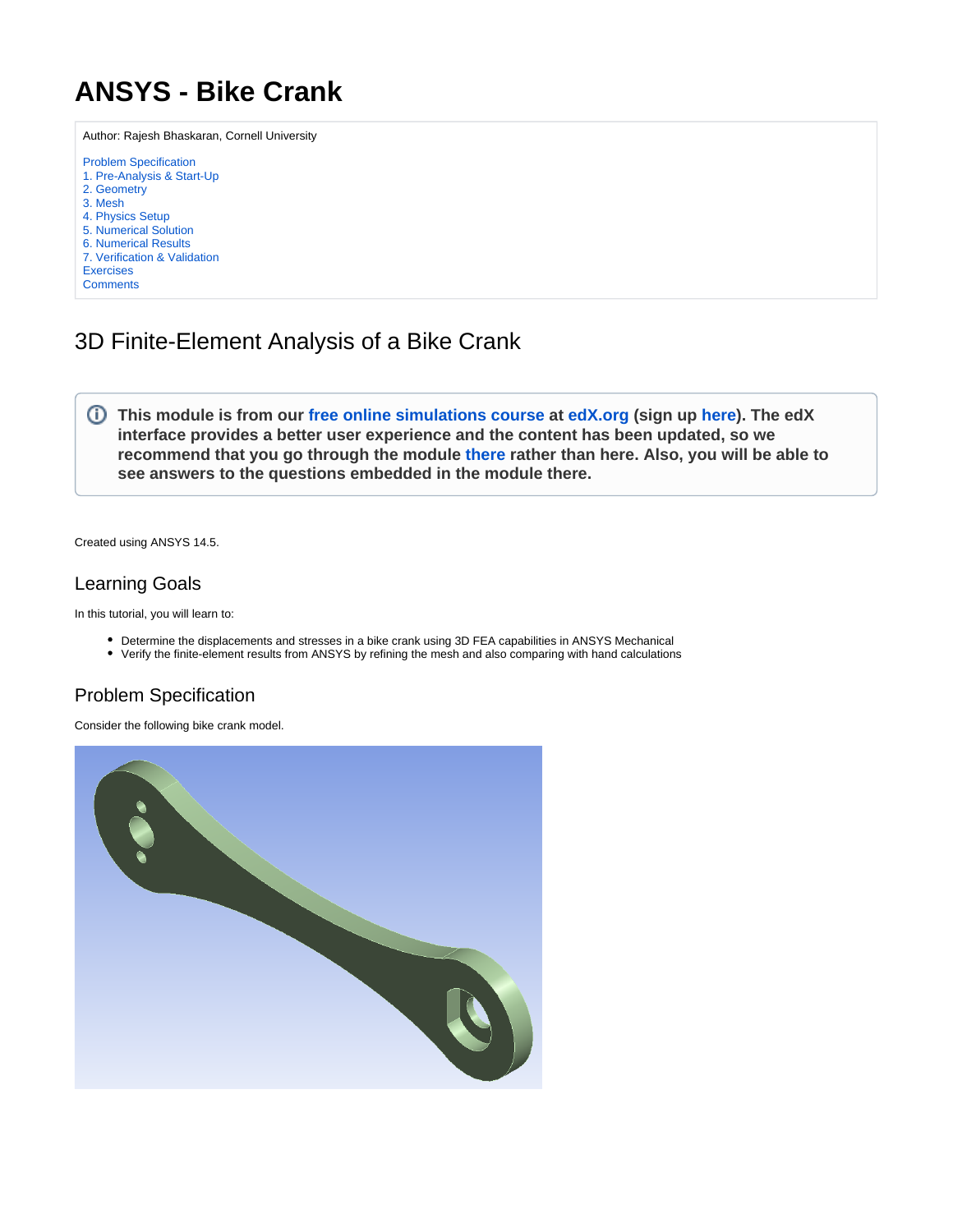# ANSYS - Bike Crank

Author: Rajesh Bhaskaran, Cornell University

Problem Specification
1. Pre-Analysis & Start-Up
2. Geometry
3. Mesh
4. Physics Setup
5. Numerical Solution
6. Numerical Results
7. Verification & Validation
Exercises
Comments

## 3D Finite-Element Analysis of a Bike Crank

**This module is from our free online simulations course at edX.org (sign up here). The edX interface provides a better user experience and the content has been updated, so we recommend that you go through the module there rather than here. Also, you will be able to see answers to the questions embedded in the module there.**

Created using ANSYS 14.5.

### Learning Goals

In this tutorial, you will learn to:

- Determine the displacements and stresses in a bike crank using 3D FEA capabilities in ANSYS Mechanical
- Verify the finite-element results from ANSYS by refining the mesh and also comparing with hand calculations

### Problem Specification

Consider the following bike crank model.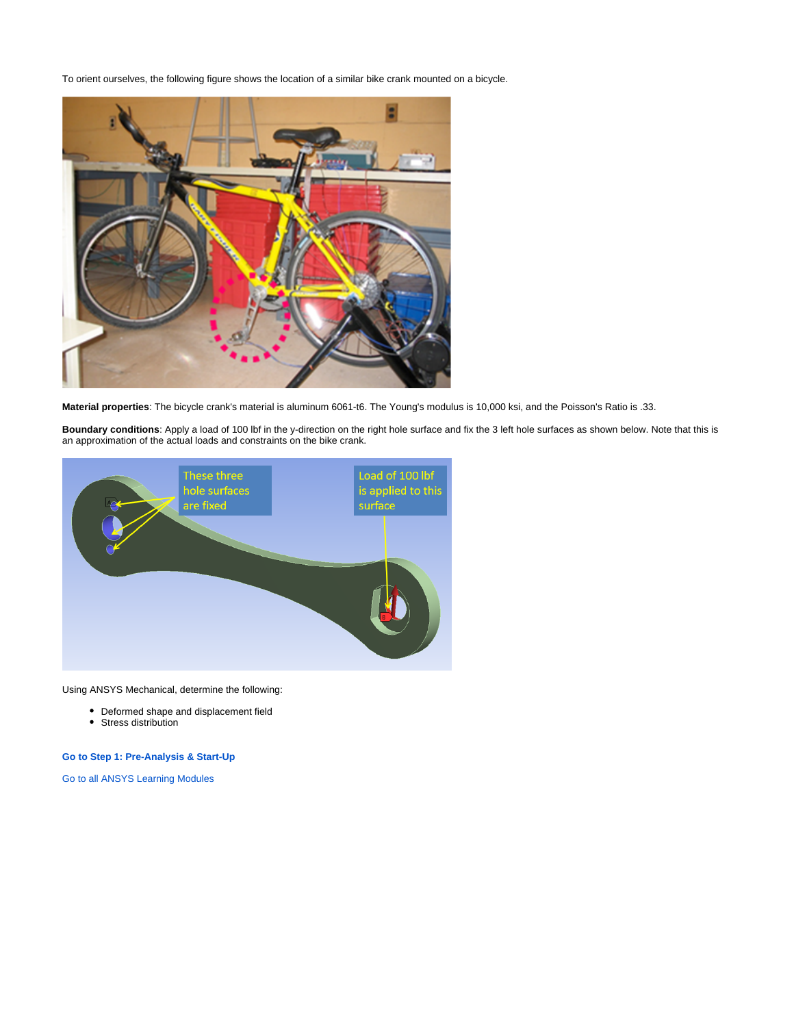To orient ourselves, the following figure shows the location of a similar bike crank mounted on a bicycle.

**Material properties**: The bicycle crank's material is aluminum 6061-t6. The Young's modulus is 10,000 ksi, and the Poisson's Ratio is .33.

**Boundary conditions**: Apply a load of 100 lbf in the y-direction on the right hole surface and fix the 3 left hole surfaces as shown below. Note that this is an approximation of the actual loads and constraints on the bike crank.

These three hole surfaces are fixed

Load of 100 lbf is applied to this surface

Using ANSYS Mechanical, determine the following:

- Deformed shape and displacement field
- Stress distribution

**Go to Step 1: Pre-Analysis & Start-Up**

Go to all ANSYS Learning Modules